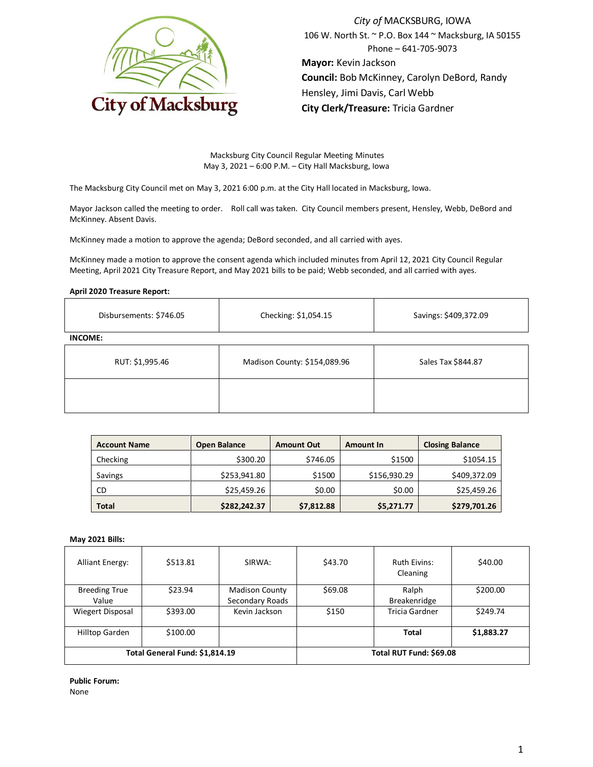City of MACKSBURG, IOWA
106 W. North St. ~ P.O. Box 144 ~ Macksburg, IA 50155
Phone – 641-705-9073
**Mayor:** Kevin Jackson
**Council:** Bob McKinney, Carolyn DeBord, Randy Hensley, Jimi Davis, Carl Webb
**City Clerk/Treasure:** Tricia Gardner

Macksburg City Council Regular Meeting Minutes
May 3, 2021 – 6:00 P.M. – City Hall Macksburg, Iowa

The Macksburg City Council met on May 3, 2021 6:00 p.m. at the City Hall located in Macksburg, Iowa.

Mayor Jackson called the meeting to order. Roll call was taken. City Council members present, Hensley, Webb, DeBord and McKinney. Absent Davis.

McKinney made a motion to approve the agenda; DeBord seconded, and all carried with ayes.

McKinney made a motion to approve the consent agenda which included minutes from April 12, 2021 City Council Regular Meeting, April 2021 City Treasure Report, and May 2021 bills to be paid; Webb seconded, and all carried with ayes.

**April 2020 Treasure Report:**

| Disbursements: $746.05 | Checking: $1,054.15 | Savings: $409,372.09 |
|---|---|---|

**INCOME:**

| RUT: $1,995.46 | Madison County: $154,089.96 | Sales Tax $844.87 |
|---|---|---|
| | | |

| Account Name | Open Balance | Amount Out | Amount In | Closing Balance |
|---|---|---|---|---|
| Checking | $300.20 | $746.05 | $1500 | $1054.15 |
| Savings | $253,941.80 | $1500 | $156,930.29 | $409,372.09 |
| CD | $25,459.26 | $0.00 | $0.00 | $25,459.26 |
| **Total** | **$282,242.37** | **$7,812.88** | **$5,271.77** | **$279,701.26** |

**May 2021 Bills:**

| Alliant Energy: | $513.81 | SIRWA: | $43.70 | Ruth Eivins: Cleaning | $40.00 |
|---|---|---|---|---|---|
| Breeding True Value | $23.94 | Madison County Secondary Roads | $69.08 | Ralph Breakenridge | $200.00 |
| Wiegert Disposal | $393.00 | Kevin Jackson | $150 | Tricia Gardner | $249.74 |
| Hilltop Garden | $100.00 | | | **Total** | **$1,883.27** |
| **Total General Fund: $1,814.19** | | | **Total RUT Fund: $69.08** | | |

**Public Forum:**
None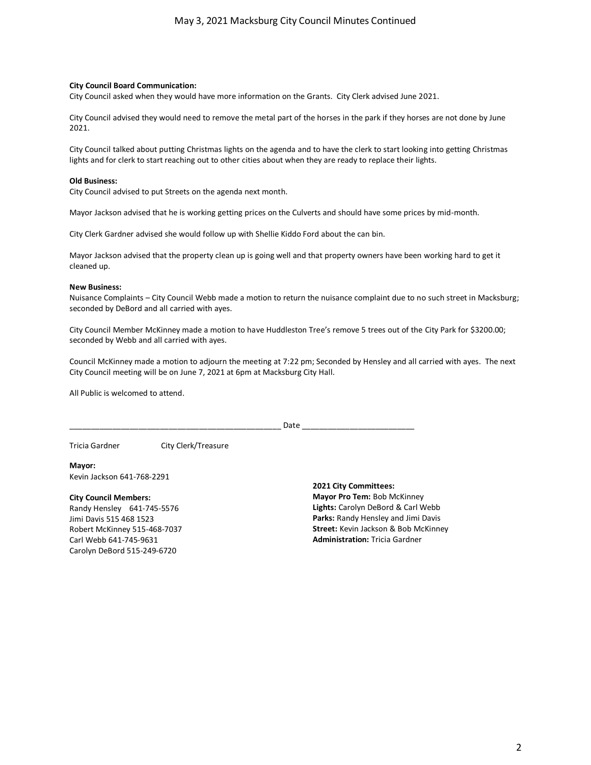**City Council Board Communication:**
City Council asked when they would have more information on the Grants. City Clerk advised June 2021.

City Council advised they would need to remove the metal part of the horses in the park if they horses are not done by June 2021.

City Council talked about putting Christmas lights on the agenda and to have the clerk to start looking into getting Christmas lights and for clerk to start reaching out to other cities about when they are ready to replace their lights.

**Old Business:**
City Council advised to put Streets on the agenda next month.

Mayor Jackson advised that he is working getting prices on the Culverts and should have some prices by mid-month.

City Clerk Gardner advised she would follow up with Shellie Kiddo Ford about the can bin.

Mayor Jackson advised that the property clean up is going well and that property owners have been working hard to get it cleaned up.

**New Business:**
Nuisance Complaints – City Council Webb made a motion to return the nuisance complaint due to no such street in Macksburg; seconded by DeBord and all carried with ayes.

City Council Member McKinney made a motion to have Huddleston Tree's remove 5 trees out of the City Park for $3200.00; seconded by Webb and all carried with ayes.

Council McKinney made a motion to adjourn the meeting at 7:22 pm; Seconded by Hensley and all carried with ayes. The next City Council meeting will be on June 7, 2021 at 6pm at Macksburg City Hall.

All Public is welcomed to attend.

_________________________________________________ Date __________________________

Tricia Gardner City Clerk/Treasure

**Mayor:**
Kevin Jackson 641-768-2291

**City Council Members:**
Randy Hensley 641-745-5576
Jimi Davis 515 468 1523
Robert McKinney 515-468-7037
Carl Webb 641-745-9631
Carolyn DeBord 515-249-6720

**2021 City Committees:**
**Mayor Pro Tem:** Bob McKinney
**Lights:** Carolyn DeBord & Carl Webb
**Parks:** Randy Hensley and Jimi Davis
**Street:** Kevin Jackson & Bob McKinney
**Administration:** Tricia Gardner